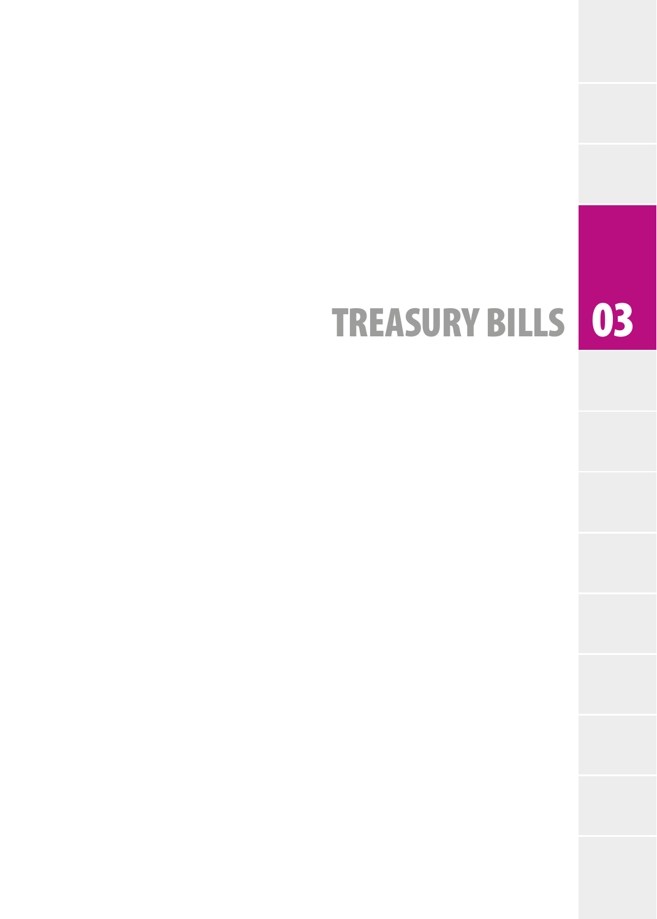# TREASURY BILLS 03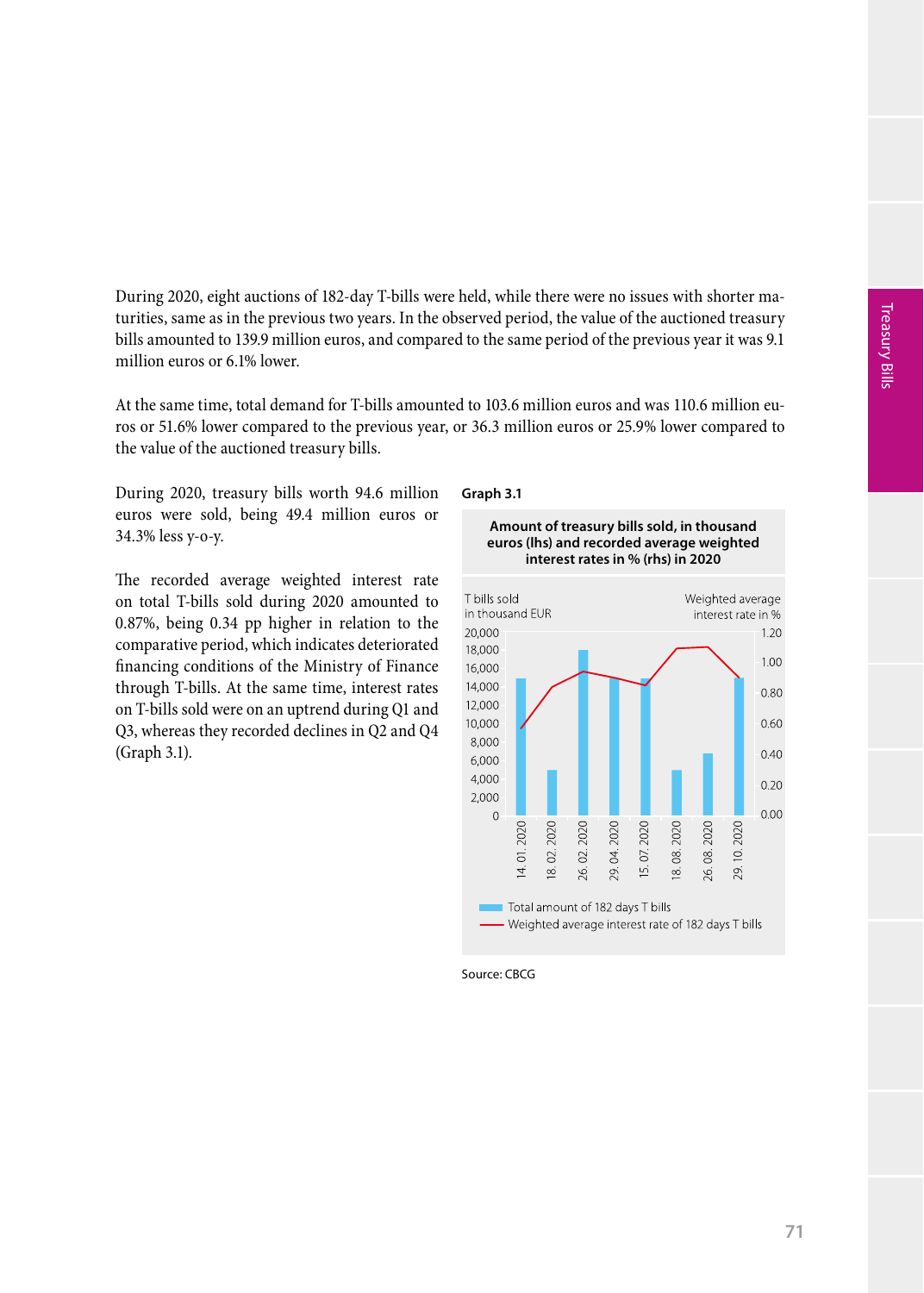During 2020, eight auctions of 182-day T-bills were held, while there were no issues with shorter maturities, same as in the previous two years. In the observed period, the value of the auctioned treasury bills amounted to 139.9 million euros, and compared to the same period of the previous year it was 9.1 million euros or 6.1% lower.

At the same time, total demand for T-bills amounted to 103.6 million euros and was 110.6 million euros or 51.6% lower compared to the previous year, or 36.3 million euros or 25.9% lower compared to the value of the auctioned treasury bills.

During 2020, treasury bills worth 94.6 million euros were sold, being 49.4 million euros or 34.3% less y-o-y.

The recorded average weighted interest rate on total T-bills sold during 2020 amounted to 0.87%, being 0.34 pp higher in relation to the comparative period, which indicates deteriorated financing conditions of the Ministry of Finance through T-bills. At the same time, interest rates on T-bills sold were on an uptrend during Q1 and Q3, whereas they recorded declines in Q2 and Q4 (Graph 3.1).

**Graph 3.1**

**Amount of treasury bills sold, in thousand euros (lhs) and recorded average weighted interest rates in % (rhs) in 2020**

T bills sold in thousand EUR

Weighted average interest rate in %

20,000
18,000
16,000
14,000
12,000
10,000
8,000
6,000
4,000
2,000
0

1.20
1.00
0.80
0.60
0.40
0.20
0.00

14. 01. 2020
18. 02. 2020
26. 02. 2020
29. 04. 2020
15. 07. 2020
18. 08. 2020
26. 08. 2020
29. 10. 2020

Total amount of 182 days T bills
Weighted average interest rate of 182 days T bills

Source: CBCG